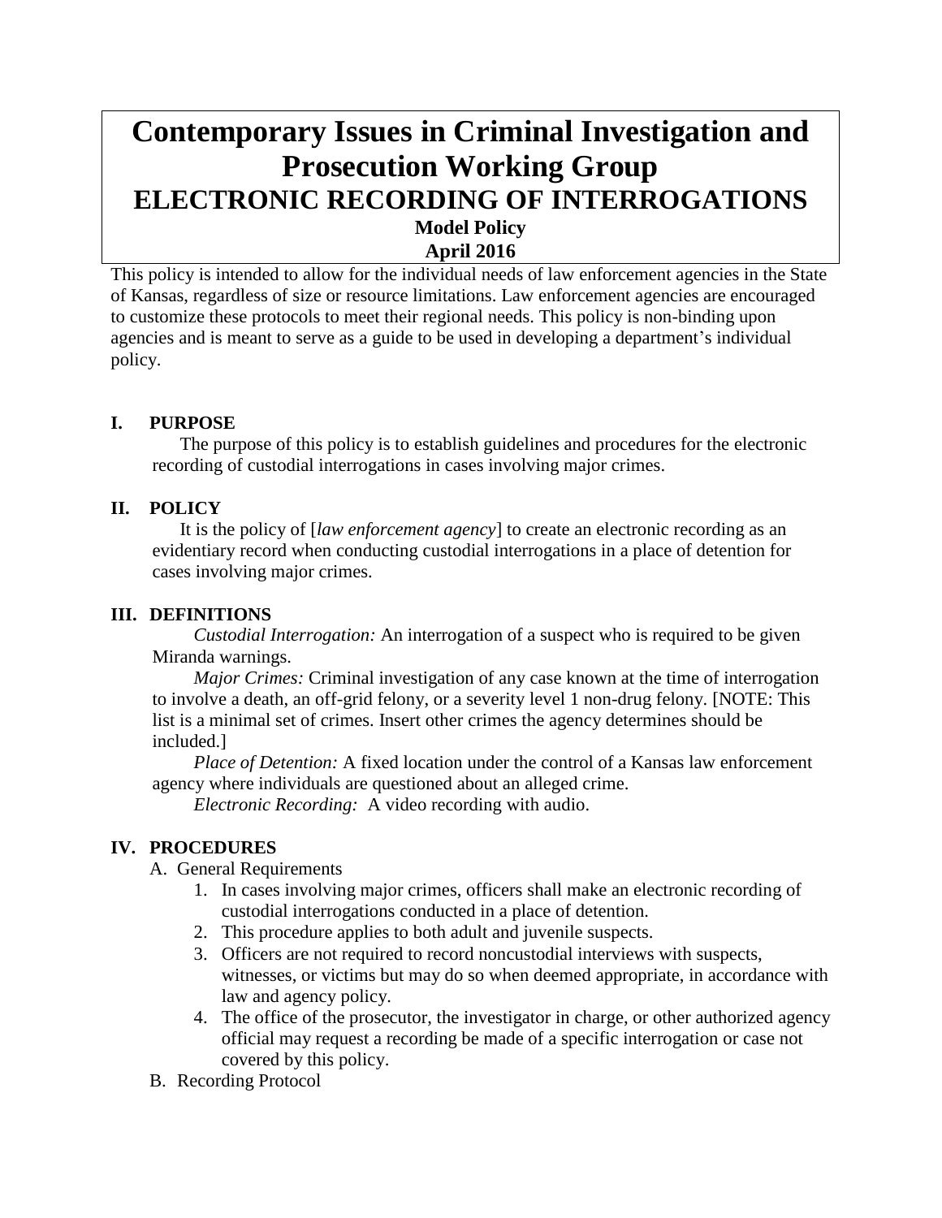# Contemporary Issues in Criminal Investigation and Prosecution Working Group

## ELECTRONIC RECORDING OF INTERROGATIONS

### Model Policy

### April 2016

This policy is intended to allow for the individual needs of law enforcement agencies in the State of Kansas, regardless of size or resource limitations. Law enforcement agencies are encouraged to customize these protocols to meet their regional needs. This policy is non-binding upon agencies and is meant to serve as a guide to be used in developing a department's individual policy.

## I. PURPOSE

The purpose of this policy is to establish guidelines and procedures for the electronic recording of custodial interrogations in cases involving major crimes.

## II. POLICY

It is the policy of [*law enforcement agency*] to create an electronic recording as an evidentiary record when conducting custodial interrogations in a place of detention for cases involving major crimes.

## III. DEFINITIONS

*Custodial Interrogation:* An interrogation of a suspect who is required to be given Miranda warnings.

*Major Crimes:* Criminal investigation of any case known at the time of interrogation to involve a death, an off-grid felony, or a severity level 1 non-drug felony. [NOTE: This list is a minimal set of crimes. Insert other crimes the agency determines should be included.]

*Place of Detention:* A fixed location under the control of a Kansas law enforcement agency where individuals are questioned about an alleged crime.

*Electronic Recording:* A video recording with audio.

## IV. PROCEDURES

A. General Requirements

1. In cases involving major crimes, officers shall make an electronic recording of custodial interrogations conducted in a place of detention.
2. This procedure applies to both adult and juvenile suspects.
3. Officers are not required to record noncustodial interviews with suspects, witnesses, or victims but may do so when deemed appropriate, in accordance with law and agency policy.
4. The office of the prosecutor, the investigator in charge, or other authorized agency official may request a recording be made of a specific interrogation or case not covered by this policy.

B. Recording Protocol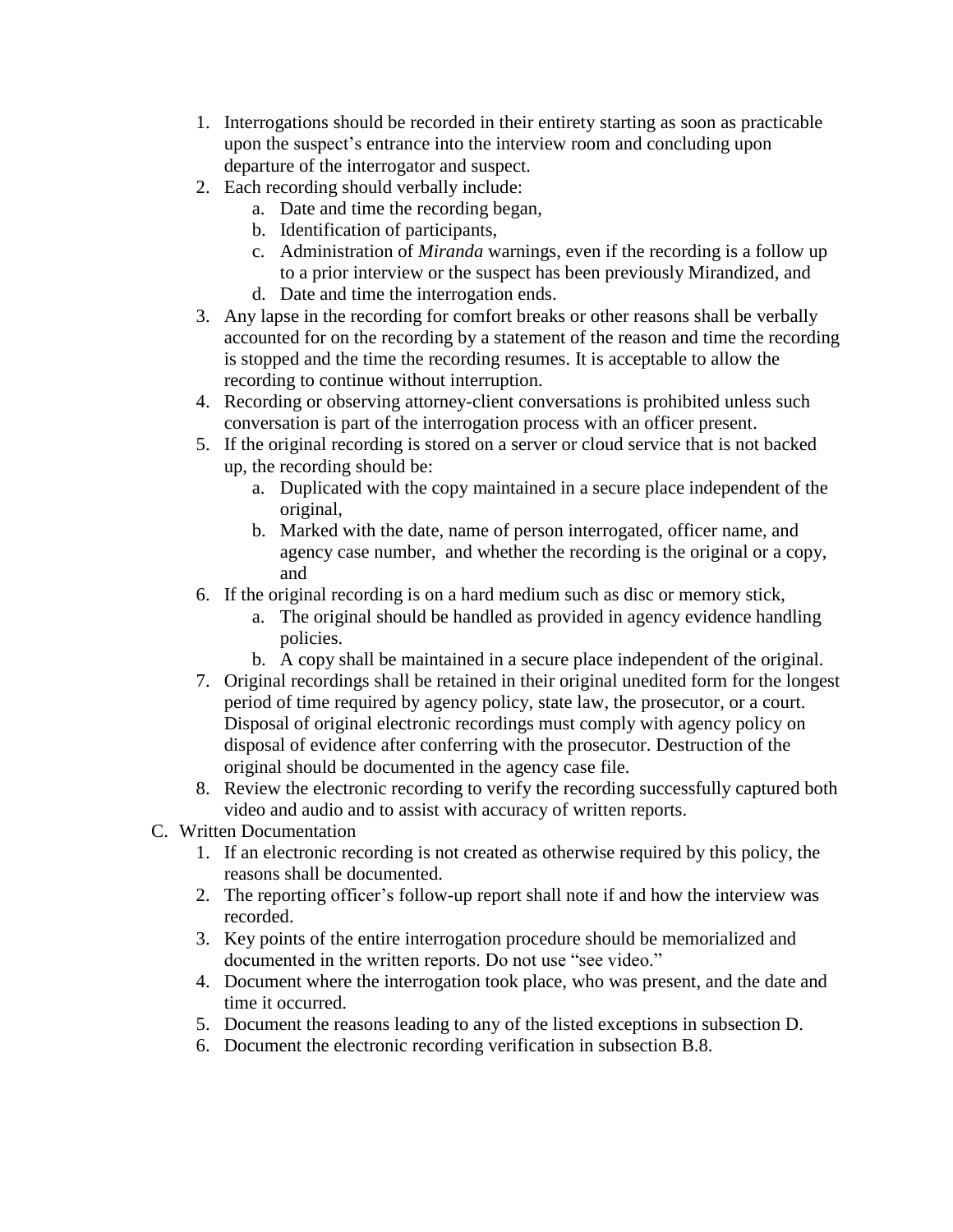1. Interrogations should be recorded in their entirety starting as soon as practicable upon the suspect's entrance into the interview room and concluding upon departure of the interrogator and suspect.
2. Each recording should verbally include:
    a. Date and time the recording began,
    b. Identification of participants,
    c. Administration of *Miranda* warnings, even if the recording is a follow up to a prior interview or the suspect has been previously Mirandized, and
    d. Date and time the interrogation ends.
3. Any lapse in the recording for comfort breaks or other reasons shall be verbally accounted for on the recording by a statement of the reason and time the recording is stopped and the time the recording resumes. It is acceptable to allow the recording to continue without interruption.
4. Recording or observing attorney-client conversations is prohibited unless such conversation is part of the interrogation process with an officer present.
5. If the original recording is stored on a server or cloud service that is not backed up, the recording should be:
    a. Duplicated with the copy maintained in a secure place independent of the original,
    b. Marked with the date, name of person interrogated, officer name, and agency case number, and whether the recording is the original or a copy, and
6. If the original recording is on a hard medium such as disc or memory stick,
    a. The original should be handled as provided in agency evidence handling policies.
    b. A copy shall be maintained in a secure place independent of the original.
7. Original recordings shall be retained in their original unedited form for the longest period of time required by agency policy, state law, the prosecutor, or a court. Disposal of original electronic recordings must comply with agency policy on disposal of evidence after conferring with the prosecutor. Destruction of the original should be documented in the agency case file.
8. Review the electronic recording to verify the recording successfully captured both video and audio and to assist with accuracy of written reports.

C. Written Documentation

1. If an electronic recording is not created as otherwise required by this policy, the reasons shall be documented.
2. The reporting officer's follow-up report shall note if and how the interview was recorded.
3. Key points of the entire interrogation procedure should be memorialized and documented in the written reports. Do not use "see video."
4. Document where the interrogation took place, who was present, and the date and time it occurred.
5. Document the reasons leading to any of the listed exceptions in subsection D.
6. Document the electronic recording verification in subsection B.8.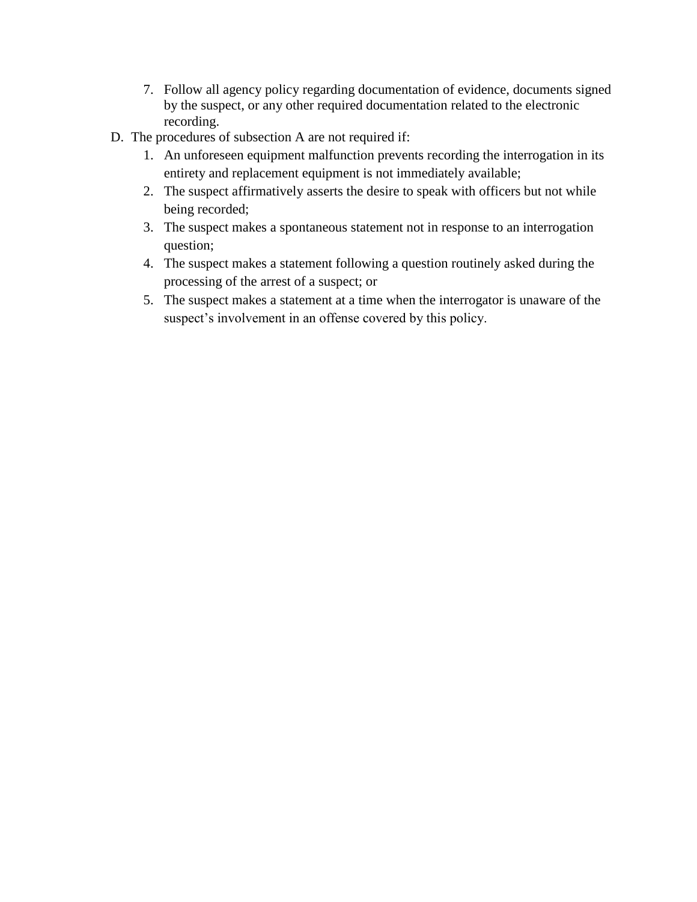7. Follow all agency policy regarding documentation of evidence, documents signed by the suspect, or any other required documentation related to the electronic recording.

D. The procedures of subsection A are not required if:
   1. An unforeseen equipment malfunction prevents recording the interrogation in its entirety and replacement equipment is not immediately available;
   2. The suspect affirmatively asserts the desire to speak with officers but not while being recorded;
   3. The suspect makes a spontaneous statement not in response to an interrogation question;
   4. The suspect makes a statement following a question routinely asked during the processing of the arrest of a suspect; or
   5. The suspect makes a statement at a time when the interrogator is unaware of the suspect's involvement in an offense covered by this policy.